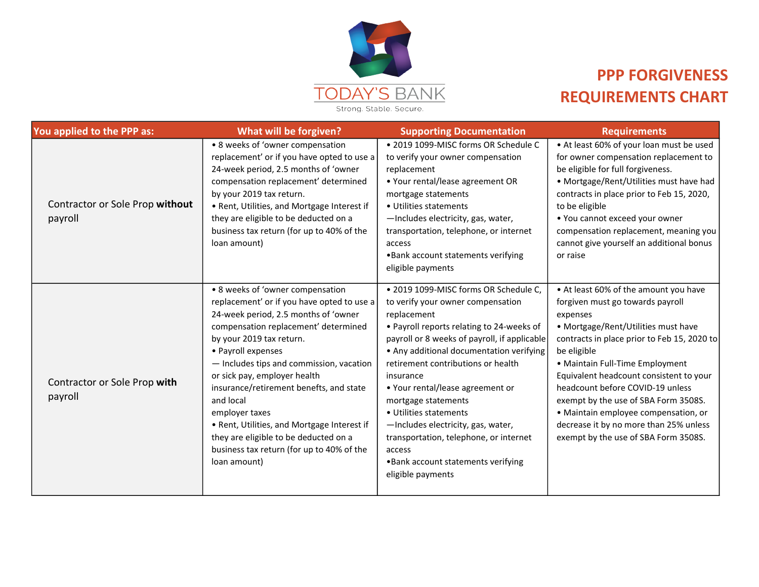TODAY'S BANK

Strong. Stable. Secure.

# PPP FORGIVENESS REQUIREMENTS CHART

| You applied to the PPP as: | What will be forgiven? | Supporting Documentation | Requirements |
|---|---|---|---|
| Contractor or Sole Prop **without** payroll | • 8 weeks of 'owner compensation replacement' or if you have opted to use a 24-week period, 2.5 months of 'owner compensation replacement' determined by your 2019 tax return.<br>• Rent, Utilities, and Mortgage Interest if they are eligible to be deducted on a business tax return (for up to 40% of the loan amount) | • 2019 1099-MISC forms OR Schedule C to verify your owner compensation replacement<br>• Your rental/lease agreement OR mortgage statements<br>• Utilities statements<br>—Includes electricity, gas, water, transportation, telephone, or internet access<br>•Bank account statements verifying eligible payments | • At least 60% of your loan must be used for owner compensation replacement to be eligible for full forgiveness.<br>• Mortgage/Rent/Utilities must have had contracts in place prior to Feb 15, 2020, to be eligible<br>• You cannot exceed your owner compensation replacement, meaning you cannot give yourself an additional bonus or raise |
| Contractor or Sole Prop **with** payroll | • 8 weeks of 'owner compensation replacement' or if you have opted to use a 24-week period, 2.5 months of 'owner compensation replacement' determined by your 2019 tax return.<br>• Payroll expenses<br>— Includes tips and commission, vacation or sick pay, employer health insurance/retirement benefits, and state and local employer taxes<br>• Rent, Utilities, and Mortgage Interest if they are eligible to be deducted on a business tax return (for up to 40% of the loan amount) | • 2019 1099-MISC forms OR Schedule C, to verify your owner compensation replacement<br>• Payroll reports relating to 24-weeks of payroll or 8 weeks of payroll, if applicable<br>• Any additional documentation verifying retirement contributions or health insurance<br>• Your rental/lease agreement or mortgage statements<br>• Utilities statements<br>—Includes electricity, gas, water, transportation, telephone, or internet access<br>•Bank account statements verifying eligible payments | • At least 60% of the amount you have forgiven must go towards payroll expenses<br>• Mortgage/Rent/Utilities must have contracts in place prior to Feb 15, 2020 to be eligible<br>• Maintain Full-Time Employment Equivalent headcount consistent to your headcount before COVID-19 unless exempt by the use of SBA Form 3508S.<br>• Maintain employee compensation, or decrease it by no more than 25% unless exempt by the use of SBA Form 3508S. |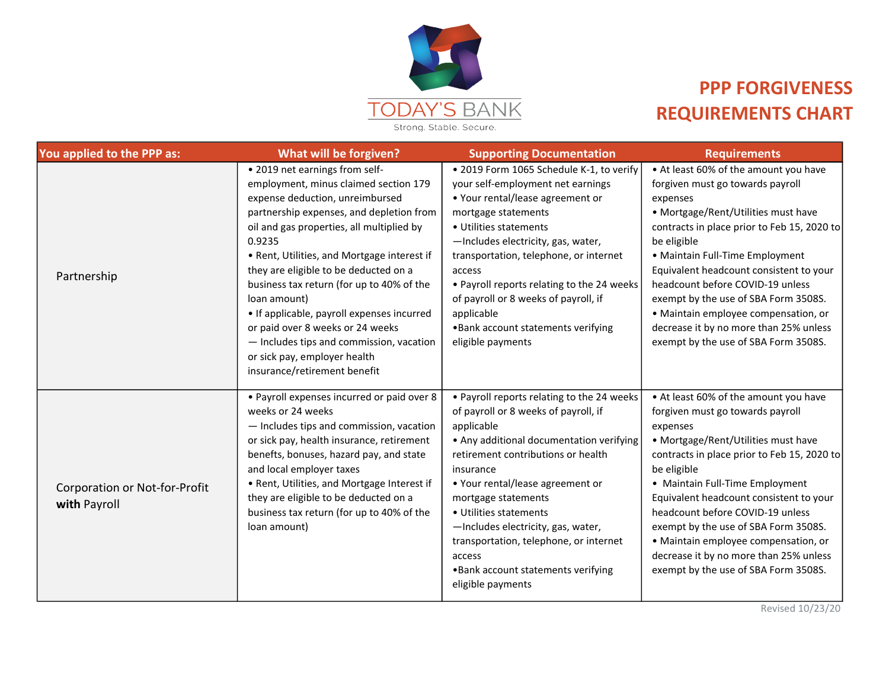TODAY'S BANK

Strong. Stable. Secure.

# PPP FORGIVENESS REQUIREMENTS CHART

| You applied to the PPP as: | What will be forgiven? | Supporting Documentation | Requirements |
|---|---|---|---|
| Partnership | • 2019 net earnings from self-employment, minus claimed section 179 expense deduction, unreimbursed partnership expenses, and depletion from oil and gas properties, all multiplied by 0.9235<br>• Rent, Utilities, and Mortgage interest if they are eligible to be deducted on a business tax return (for up to 40% of the loan amount)<br>• If applicable, payroll expenses incurred or paid over 8 weeks or 24 weeks<br>— Includes tips and commission, vacation or sick pay, employer health insurance/retirement benefit | • 2019 Form 1065 Schedule K-1, to verify your self-employment net earnings<br>• Your rental/lease agreement or mortgage statements<br>• Utilities statements<br>—Includes electricity, gas, water, transportation, telephone, or internet access<br>• Payroll reports relating to the 24 weeks of payroll or 8 weeks of payroll, if applicable<br>•Bank account statements verifying eligible payments | • At least 60% of the amount you have forgiven must go towards payroll expenses<br>• Mortgage/Rent/Utilities must have contracts in place prior to Feb 15, 2020 to be eligible<br>• Maintain Full-Time Employment Equivalent headcount consistent to your headcount before COVID-19 unless exempt by the use of SBA Form 3508S.<br>• Maintain employee compensation, or decrease it by no more than 25% unless exempt by the use of SBA Form 3508S. |
| Corporation or Not-for-Profit **with** Payroll | • Payroll expenses incurred or paid over 8 weeks or 24 weeks<br>— Includes tips and commission, vacation or sick pay, health insurance, retirement benefits, bonuses, hazard pay, and state and local employer taxes<br>• Rent, Utilities, and Mortgage Interest if they are eligible to be deducted on a business tax return (for up to 40% of the loan amount) | • Payroll reports relating to the 24 weeks of payroll or 8 weeks of payroll, if applicable<br>• Any additional documentation verifying retirement contributions or health insurance<br>• Your rental/lease agreement or mortgage statements<br>• Utilities statements<br>—Includes electricity, gas, water, transportation, telephone, or internet access<br>•Bank account statements verifying eligible payments | • At least 60% of the amount you have forgiven must go towards payroll expenses<br>• Mortgage/Rent/Utilities must have contracts in place prior to Feb 15, 2020 to be eligible<br>• Maintain Full-Time Employment Equivalent headcount consistent to your headcount before COVID-19 unless exempt by the use of SBA Form 3508S.<br>• Maintain employee compensation, or decrease it by no more than 25% unless exempt by the use of SBA Form 3508S. |

Revised 10/23/20